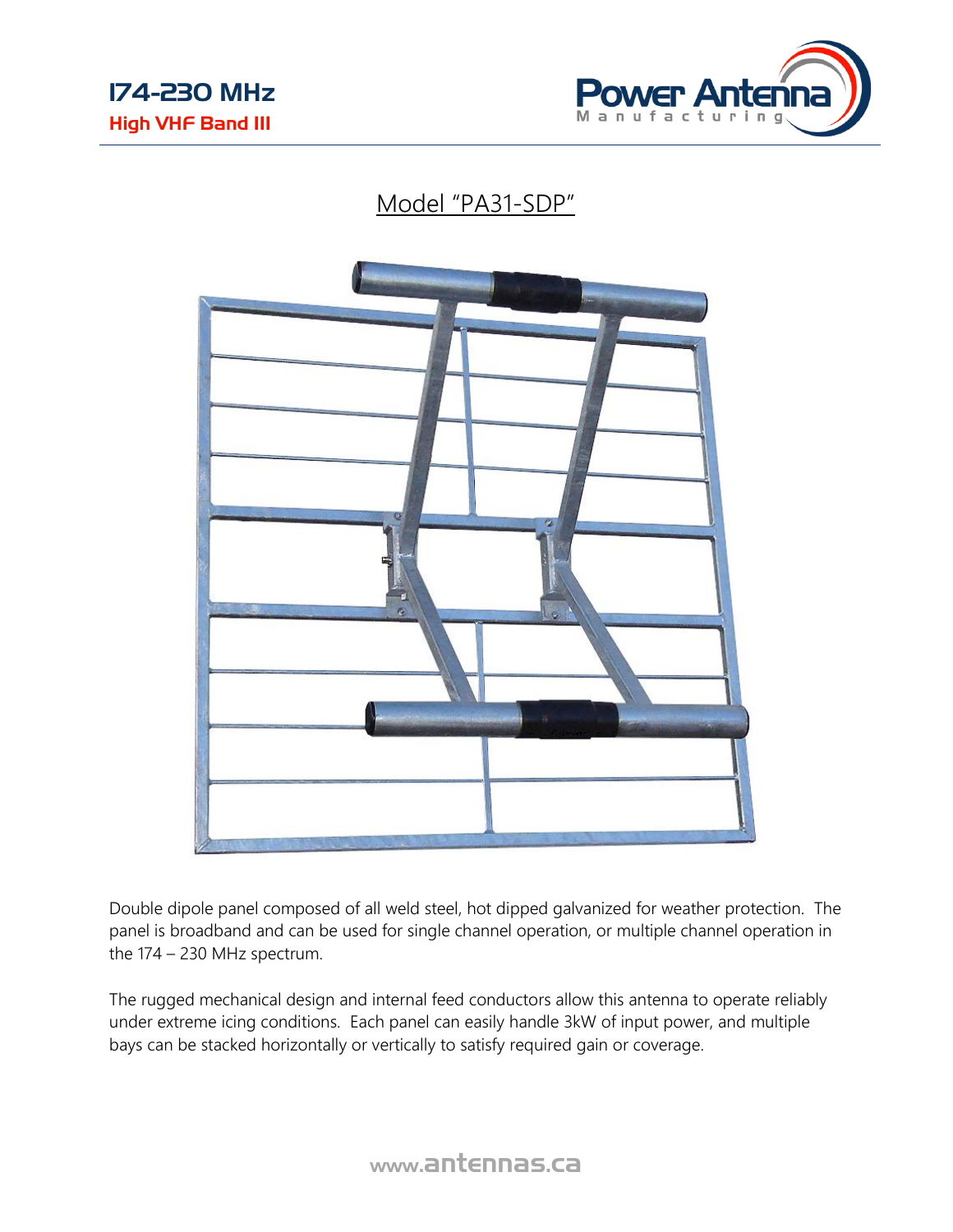# 174-230 MHz

**High VHF Band III**

Power Antenna Manufacturing

## Model "PA31-SDP"

Double dipole panel composed of all weld steel, hot dipped galvanized for weather protection. The panel is broadband and can be used for single channel operation, or multiple channel operation in the 174 – 230 MHz spectrum.

The rugged mechanical design and internal feed conductors allow this antenna to operate reliably under extreme icing conditions. Each panel can easily handle 3kW of input power, and multiple bays can be stacked horizontally or vertically to satisfy required gain or coverage.

www.antennas.ca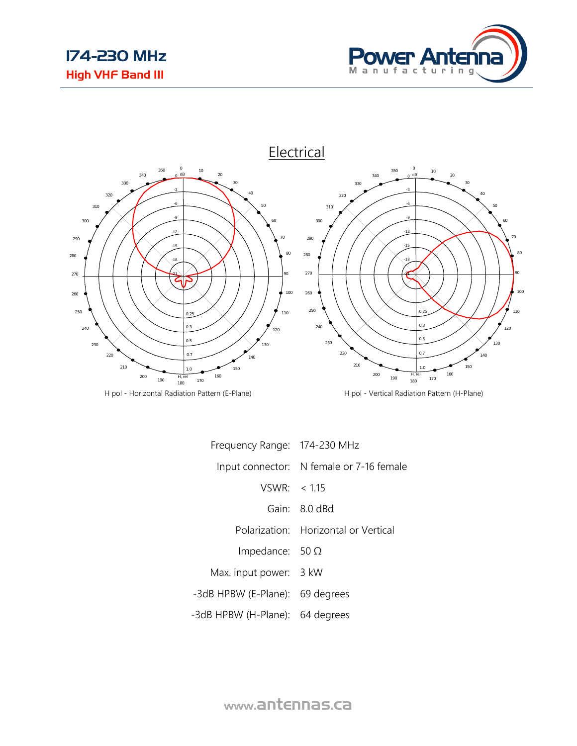# 174-230 MHz

## High VHF Band III

## Electrical

H pol - Horizontal Radiation Pattern (E-Plane)

H pol - Vertical Radiation Pattern (H-Plane)

| | |
|---|---|
| Frequency Range: | 174-230 MHz |
| Input connector: | N female or 7-16 female |
| VSWR: | < 1.15 |
| Gain: | 8.0 dBd |
| Polarization: | Horizontal or Vertical |
| Impedance: | 50 Ω |
| Max. input power: | 3 kW |
| -3dB HPBW (E-Plane): | 69 degrees |
| -3dB HPBW (H-Plane): | 64 degrees |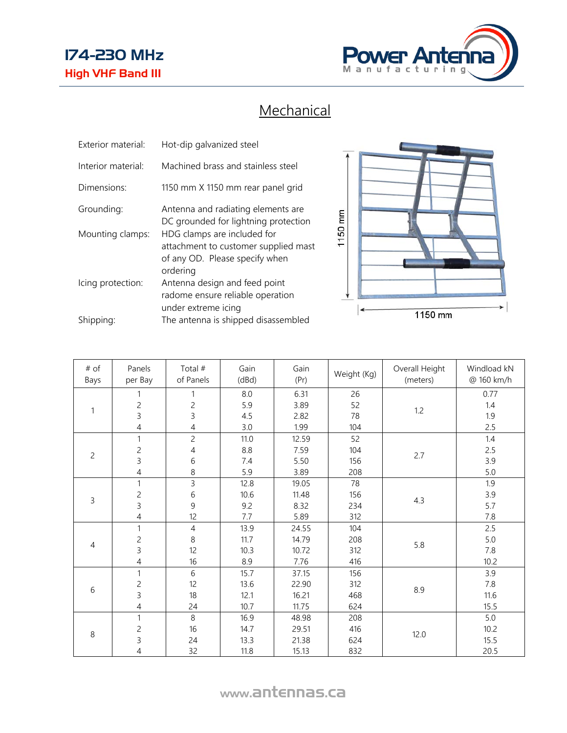# 174-230 MHz

## High VHF Band III

## Mechanical

| | |
|---|---|
| Exterior material: | Hot-dip galvanized steel |
| Interior material: | Machined brass and stainless steel |
| Dimensions: | 1150 mm X 1150 mm rear panel grid |
| Grounding: | Antenna and radiating elements are DC grounded for lightning protection |
| Mounting clamps: | HDG clamps are included for attachment to customer supplied mast of any OD. Please specify when ordering |
| Icing protection: | Antenna design and feed point radome ensure reliable operation under extreme icing |
| Shipping: | The antenna is shipped disassembled |

| # of Bays | Panels per Bay | Total # of Panels | Gain (dBd) | Gain (Pr) | Weight (Kg) | Overall Height (meters) | Windload kN @ 160 km/h |
|---|---|---|---|---|---|---|---|
| 1 | 1 | 1 | 8.0 | 6.31 | 26 | 1.2 | 0.77 |
| | 2 | 2 | 5.9 | 3.89 | 52 | | 1.4 |
| | 3 | 3 | 4.5 | 2.82 | 78 | | 1.9 |
| | 4 | 4 | 3.0 | 1.99 | 104 | | 2.5 |
| 2 | 1 | 2 | 11.0 | 12.59 | 52 | 2.7 | 1.4 |
| | 2 | 4 | 8.8 | 7.59 | 104 | | 2.5 |
| | 3 | 6 | 7.4 | 5.50 | 156 | | 3.9 |
| | 4 | 8 | 5.9 | 3.89 | 208 | | 5.0 |
| 3 | 1 | 3 | 12.8 | 19.05 | 78 | 4.3 | 1.9 |
| | 2 | 6 | 10.6 | 11.48 | 156 | | 3.9 |
| | 3 | 9 | 9.2 | 8.32 | 234 | | 5.7 |
| | 4 | 12 | 7.7 | 5.89 | 312 | | 7.8 |
| 4 | 1 | 4 | 13.9 | 24.55 | 104 | 5.8 | 2.5 |
| | 2 | 8 | 11.7 | 14.79 | 208 | | 5.0 |
| | 3 | 12 | 10.3 | 10.72 | 312 | | 7.8 |
| | 4 | 16 | 8.9 | 7.76 | 416 | | 10.2 |
| 6 | 1 | 6 | 15.7 | 37.15 | 156 | 8.9 | 3.9 |
| | 2 | 12 | 13.6 | 22.90 | 312 | | 7.8 |
| | 3 | 18 | 12.1 | 16.21 | 468 | | 11.6 |
| | 4 | 24 | 10.7 | 11.75 | 624 | | 15.5 |
| 8 | 1 | 8 | 16.9 | 48.98 | 208 | 12.0 | 5.0 |
| | 2 | 16 | 14.7 | 29.51 | 416 | | 10.2 |
| | 3 | 24 | 13.3 | 21.38 | 624 | | 15.5 |
| | 4 | 32 | 11.8 | 15.13 | 832 | | 20.5 |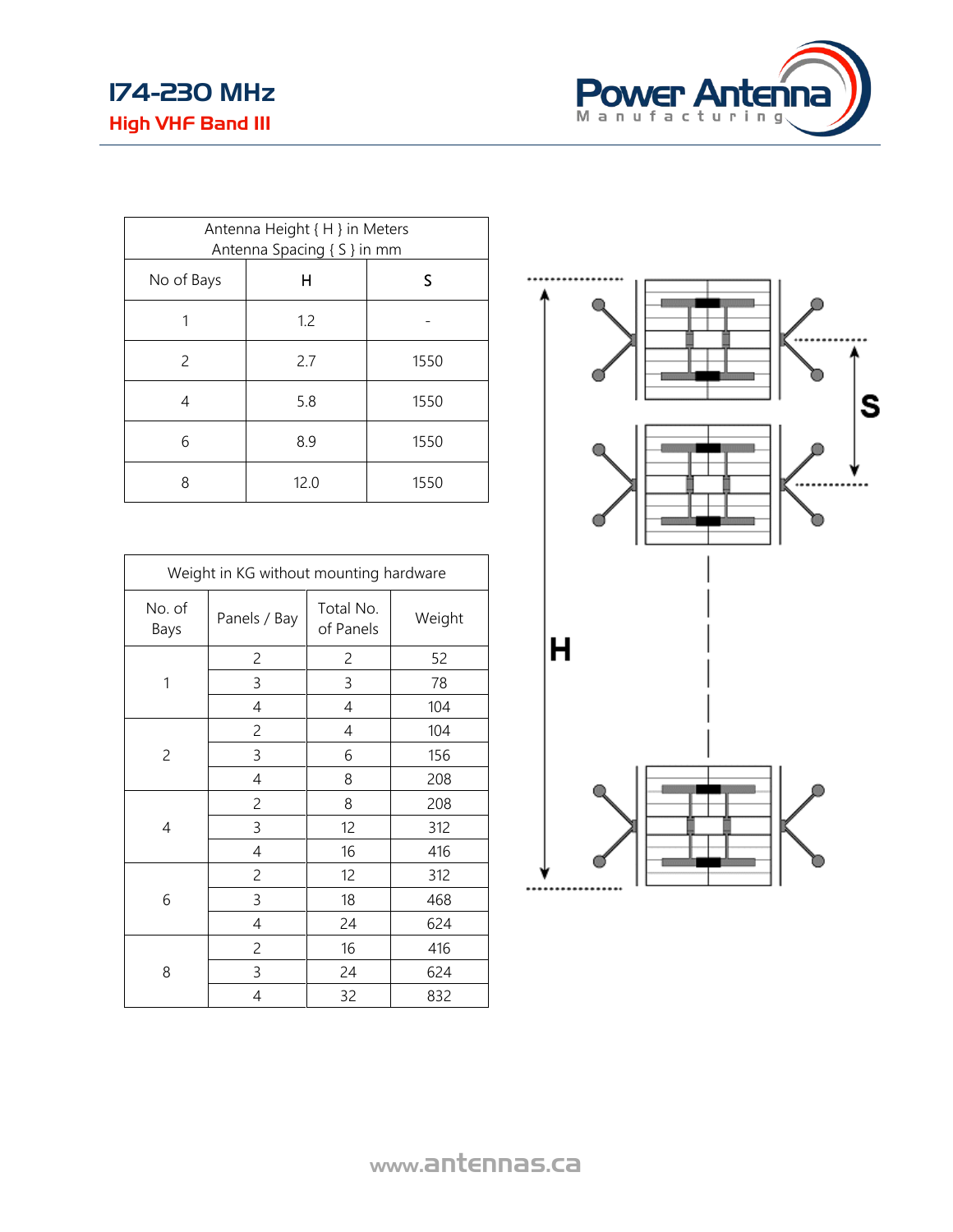# 174-230 MHz

## High VHF Band III

| Antenna Height { H } in Meters<br>Antenna Spacing { S } in mm | | |
|---|---|---|
| No of Bays | H | S |
| 1 | 1.2 | - |
| 2 | 2.7 | 1550 |
| 4 | 5.8 | 1550 |
| 6 | 8.9 | 1550 |
| 8 | 12.0 | 1550 |

| Weight in KG without mounting hardware | | | |
|---|---|---|---|
| No. of Bays | Panels / Bay | Total No. of Panels | Weight |
| 1 | 2 | 2 | 52 |
| | 3 | 3 | 78 |
| | 4 | 4 | 104 |
| 2 | 2 | 4 | 104 |
| | 3 | 6 | 156 |
| | 4 | 8 | 208 |
| 4 | 2 | 8 | 208 |
| | 3 | 12 | 312 |
| | 4 | 16 | 416 |
| 6 | 2 | 12 | 312 |
| | 3 | 18 | 468 |
| | 4 | 24 | 624 |
| 8 | 2 | 16 | 416 |
| | 3 | 24 | 624 |
| | 4 | 32 | 832 |

S

H